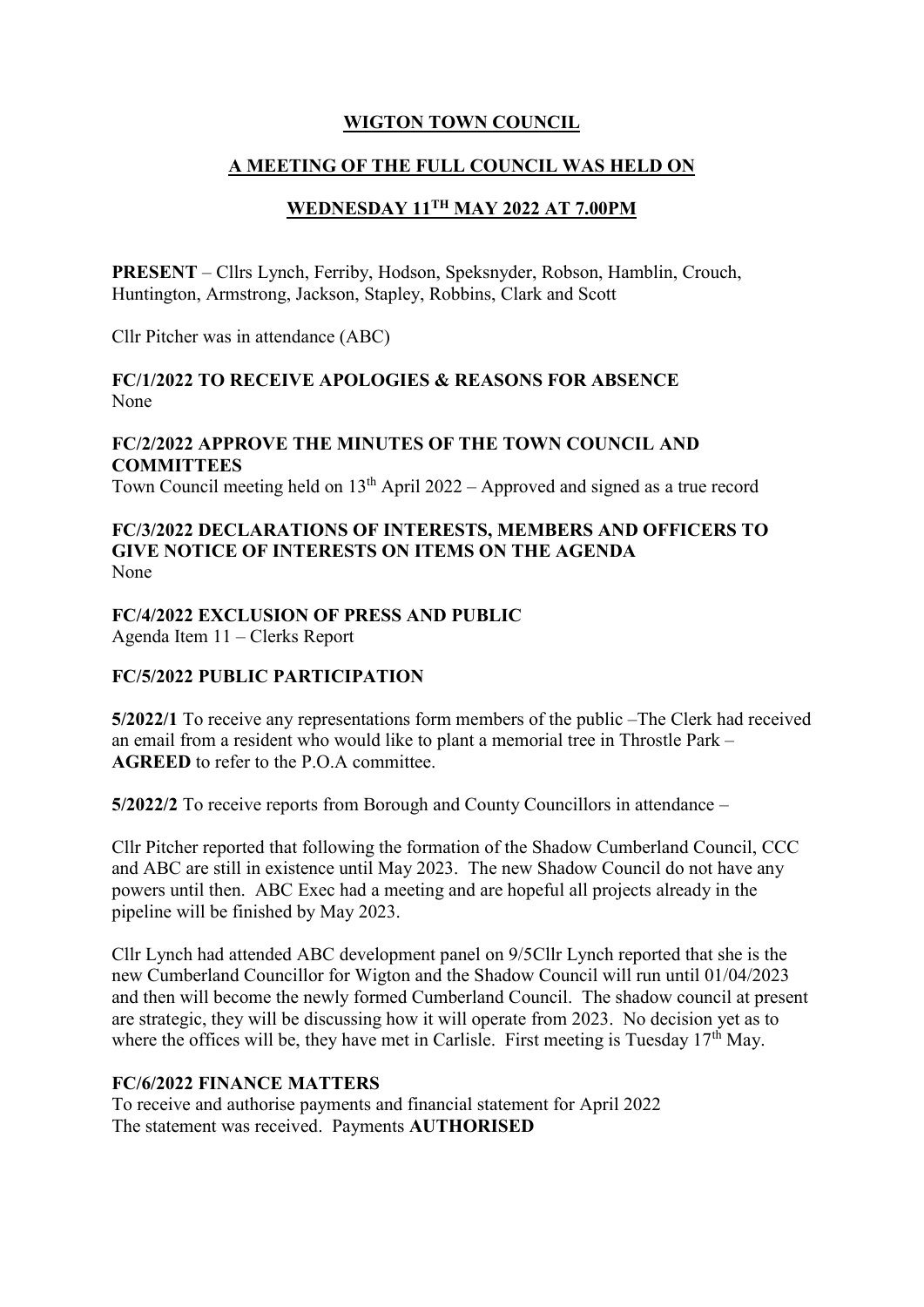**WIGTON TOWN COUNCIL**

**A MEETING OF THE FULL COUNCIL WAS HELD ON**

**WEDNESDAY 11TH MAY 2022 AT 7.00PM**

**PRESENT** – Cllrs Lynch, Ferriby, Hodson, Speksnyder, Robson, Hamblin, Crouch, Huntington, Armstrong, Jackson, Stapley, Robbins, Clark and Scott

Cllr Pitcher was in attendance (ABC)

**FC/1/2022 TO RECEIVE APOLOGIES & REASONS FOR ABSENCE**
None

**FC/2/2022 APPROVE THE MINUTES OF THE TOWN COUNCIL AND COMMITTEES**
Town Council meeting held on 13th April 2022 – Approved and signed as a true record

**FC/3/2022 DECLARATIONS OF INTERESTS, MEMBERS AND OFFICERS TO GIVE NOTICE OF INTERESTS ON ITEMS ON THE AGENDA**
None

**FC/4/2022 EXCLUSION OF PRESS AND PUBLIC**
Agenda Item 11 – Clerks Report

**FC/5/2022 PUBLIC PARTICIPATION**

**5/2022/1** To receive any representations form members of the public –The Clerk had received an email from a resident who would like to plant a memorial tree in Throstle Park – **AGREED** to refer to the P.O.A committee.

**5/2022/2** To receive reports from Borough and County Councillors in attendance –

Cllr Pitcher reported that following the formation of the Shadow Cumberland Council, CCC and ABC are still in existence until May 2023. The new Shadow Council do not have any powers until then. ABC Exec had a meeting and are hopeful all projects already in the pipeline will be finished by May 2023.

Cllr Lynch had attended ABC development panel on 9/5Cllr Lynch reported that she is the new Cumberland Councillor for Wigton and the Shadow Council will run until 01/04/2023 and then will become the newly formed Cumberland Council. The shadow council at present are strategic, they will be discussing how it will operate from 2023. No decision yet as to where the offices will be, they have met in Carlisle. First meeting is Tuesday 17th May.

**FC/6/2022 FINANCE MATTERS**
To receive and authorise payments and financial statement for April 2022
The statement was received. Payments **AUTHORISED**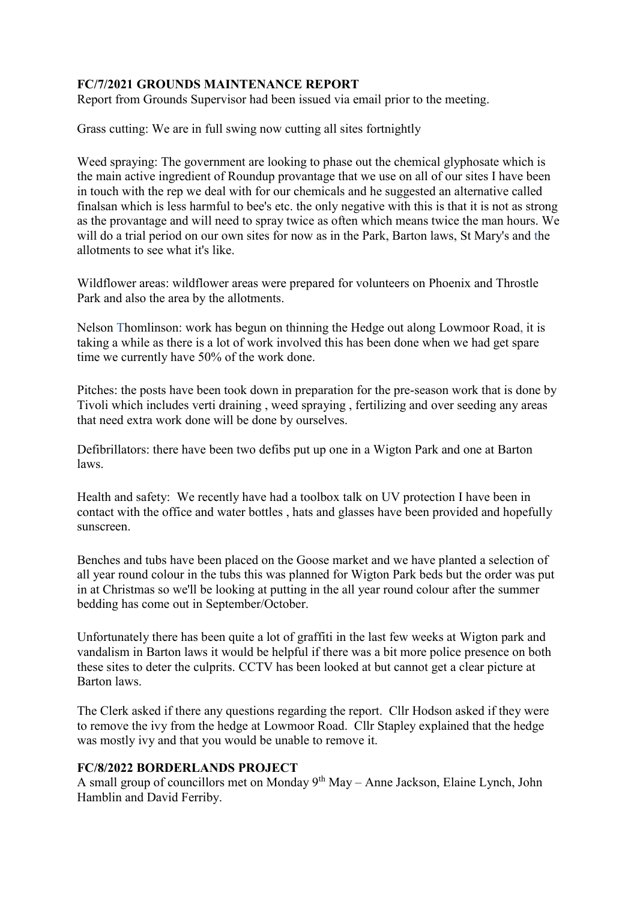**FC/7/2021 GROUNDS MAINTENANCE REPORT**
Report from Grounds Supervisor had been issued via email prior to the meeting.

Grass cutting: We are in full swing now cutting all sites fortnightly

Weed spraying: The government are looking to phase out the chemical glyphosate which is the main active ingredient of Roundup provantage that we use on all of our sites I have been in touch with the rep we deal with for our chemicals and he suggested an alternative called finalsan which is less harmful to bee's etc. the only negative with this is that it is not as strong as the provantage and will need to spray twice as often which means twice the man hours. We will do a trial period on our own sites for now as in the Park, Barton laws, St Mary's and the allotments to see what it's like.

Wildflower areas: wildflower areas were prepared for volunteers on Phoenix and Throstle Park and also the area by the allotments.

Nelson Thomlinson: work has begun on thinning the Hedge out along Lowmoor Road, it is taking a while as there is a lot of work involved this has been done when we had get spare time we currently have 50% of the work done.

Pitches: the posts have been took down in preparation for the pre-season work that is done by Tivoli which includes verti draining , weed spraying , fertilizing and over seeding any areas that need extra work done will be done by ourselves.

Defibrillators: there have been two defibs put up one in a Wigton Park and one at Barton laws.

Health and safety: We recently have had a toolbox talk on UV protection I have been in contact with the office and water bottles , hats and glasses have been provided and hopefully sunscreen.

Benches and tubs have been placed on the Goose market and we have planted a selection of all year round colour in the tubs this was planned for Wigton Park beds but the order was put in at Christmas so we'll be looking at putting in the all year round colour after the summer bedding has come out in September/October.

Unfortunately there has been quite a lot of graffiti in the last few weeks at Wigton park and vandalism in Barton laws it would be helpful if there was a bit more police presence on both these sites to deter the culprits. CCTV has been looked at but cannot get a clear picture at Barton laws.

The Clerk asked if there any questions regarding the report. Cllr Hodson asked if they were to remove the ivy from the hedge at Lowmoor Road. Cllr Stapley explained that the hedge was mostly ivy and that you would be unable to remove it.

**FC/8/2022 BORDERLANDS PROJECT**
A small group of councillors met on Monday 9th May – Anne Jackson, Elaine Lynch, John Hamblin and David Ferriby.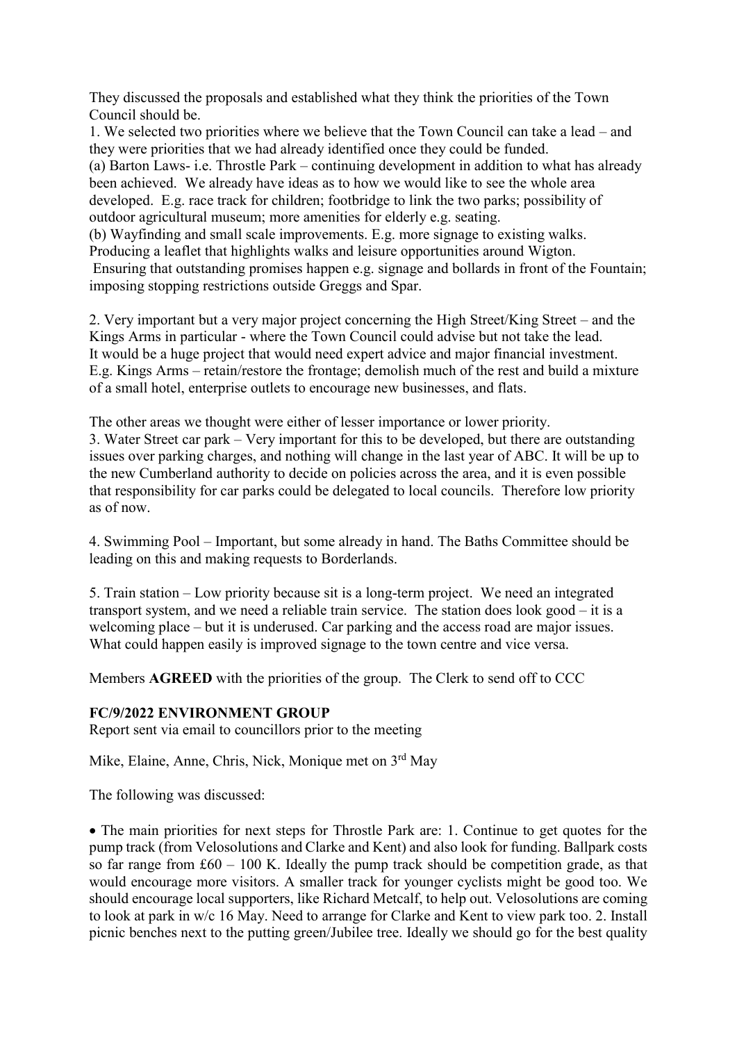They discussed the proposals and established what they think the priorities of the Town Council should be.

1. We selected two priorities where we believe that the Town Council can take a lead – and they were priorities that we had already identified once they could be funded.

(a) Barton Laws- i.e. Throstle Park – continuing development in addition to what has already been achieved. We already have ideas as to how we would like to see the whole area developed. E.g. race track for children; footbridge to link the two parks; possibility of outdoor agricultural museum; more amenities for elderly e.g. seating.

(b) Wayfinding and small scale improvements. E.g. more signage to existing walks. Producing a leaflet that highlights walks and leisure opportunities around Wigton. Ensuring that outstanding promises happen e.g. signage and bollards in front of the Fountain; imposing stopping restrictions outside Greggs and Spar.

2. Very important but a very major project concerning the High Street/King Street – and the Kings Arms in particular - where the Town Council could advise but not take the lead. It would be a huge project that would need expert advice and major financial investment. E.g. Kings Arms – retain/restore the frontage; demolish much of the rest and build a mixture of a small hotel, enterprise outlets to encourage new businesses, and flats.

The other areas we thought were either of lesser importance or lower priority.

3. Water Street car park – Very important for this to be developed, but there are outstanding issues over parking charges, and nothing will change in the last year of ABC. It will be up to the new Cumberland authority to decide on policies across the area, and it is even possible that responsibility for car parks could be delegated to local councils. Therefore low priority as of now.

4. Swimming Pool – Important, but some already in hand. The Baths Committee should be leading on this and making requests to Borderlands.

5. Train station – Low priority because sit is a long-term project. We need an integrated transport system, and we need a reliable train service. The station does look good – it is a welcoming place – but it is underused. Car parking and the access road are major issues. What could happen easily is improved signage to the town centre and vice versa.

Members **AGREED** with the priorities of the group. The Clerk to send off to CCC

**FC/9/2022 ENVIRONMENT GROUP**

Report sent via email to councillors prior to the meeting

Mike, Elaine, Anne, Chris, Nick, Monique met on 3rd May

The following was discussed:

- The main priorities for next steps for Throstle Park are: 1. Continue to get quotes for the pump track (from Velosolutions and Clarke and Kent) and also look for funding. Ballpark costs so far range from £60 – 100 K. Ideally the pump track should be competition grade, as that would encourage more visitors. A smaller track for younger cyclists might be good too. We should encourage local supporters, like Richard Metcalf, to help out. Velosolutions are coming to look at park in w/c 16 May. Need to arrange for Clarke and Kent to view park too. 2. Install picnic benches next to the putting green/Jubilee tree. Ideally we should go for the best quality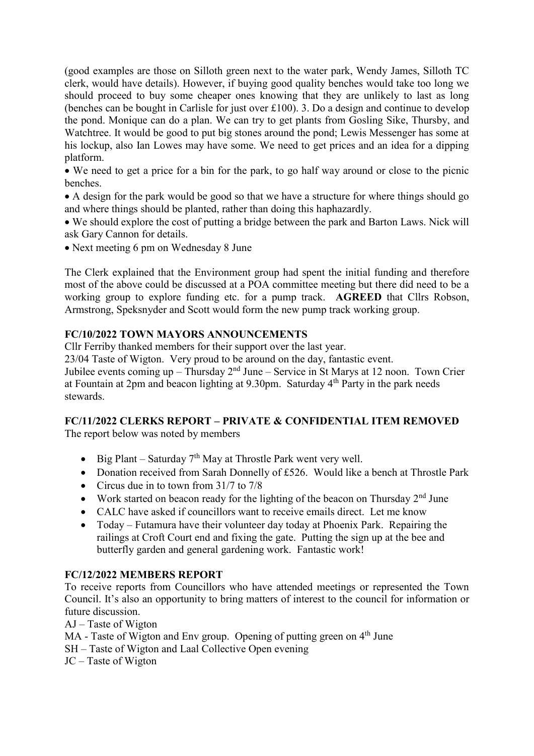(good examples are those on Silloth green next to the water park, Wendy James, Silloth TC clerk, would have details). However, if buying good quality benches would take too long we should proceed to buy some cheaper ones knowing that they are unlikely to last as long (benches can be bought in Carlisle for just over £100). 3. Do a design and continue to develop the pond. Monique can do a plan. We can try to get plants from Gosling Sike, Thursby, and Watchtree. It would be good to put big stones around the pond; Lewis Messenger has some at his lockup, also Ian Lowes may have some. We need to get prices and an idea for a dipping platform.

- We need to get a price for a bin for the park, to go half way around or close to the picnic benches.
- A design for the park would be good so that we have a structure for where things should go and where things should be planted, rather than doing this haphazardly.
- We should explore the cost of putting a bridge between the park and Barton Laws. Nick will ask Gary Cannon for details.
- Next meeting 6 pm on Wednesday 8 June

The Clerk explained that the Environment group had spent the initial funding and therefore most of the above could be discussed at a POA committee meeting but there did need to be a working group to explore funding etc. for a pump track. **AGREED** that Cllrs Robson, Armstrong, Speksnyder and Scott would form the new pump track working group.

**FC/10/2022 TOWN MAYORS ANNOUNCEMENTS**

Cllr Ferriby thanked members for their support over the last year.

23/04 Taste of Wigton. Very proud to be around on the day, fantastic event.

Jubilee events coming up – Thursday 2nd June – Service in St Marys at 12 noon. Town Crier at Fountain at 2pm and beacon lighting at 9.30pm. Saturday 4th Party in the park needs stewards.

**FC/11/2022 CLERKS REPORT – PRIVATE & CONFIDENTIAL ITEM REMOVED**

The report below was noted by members

- Big Plant – Saturday 7th May at Throstle Park went very well.
- Donation received from Sarah Donnelly of £526. Would like a bench at Throstle Park
- Circus due in to town from 31/7 to 7/8
- Work started on beacon ready for the lighting of the beacon on Thursday 2nd June
- CALC have asked if councillors want to receive emails direct. Let me know
- Today – Futamura have their volunteer day today at Phoenix Park. Repairing the railings at Croft Court end and fixing the gate. Putting the sign up at the bee and butterfly garden and general gardening work. Fantastic work!

**FC/12/2022 MEMBERS REPORT**

To receive reports from Councillors who have attended meetings or represented the Town Council. It's also an opportunity to bring matters of interest to the council for information or future discussion.

AJ – Taste of Wigton

MA - Taste of Wigton and Env group. Opening of putting green on 4th June

SH – Taste of Wigton and Laal Collective Open evening

JC – Taste of Wigton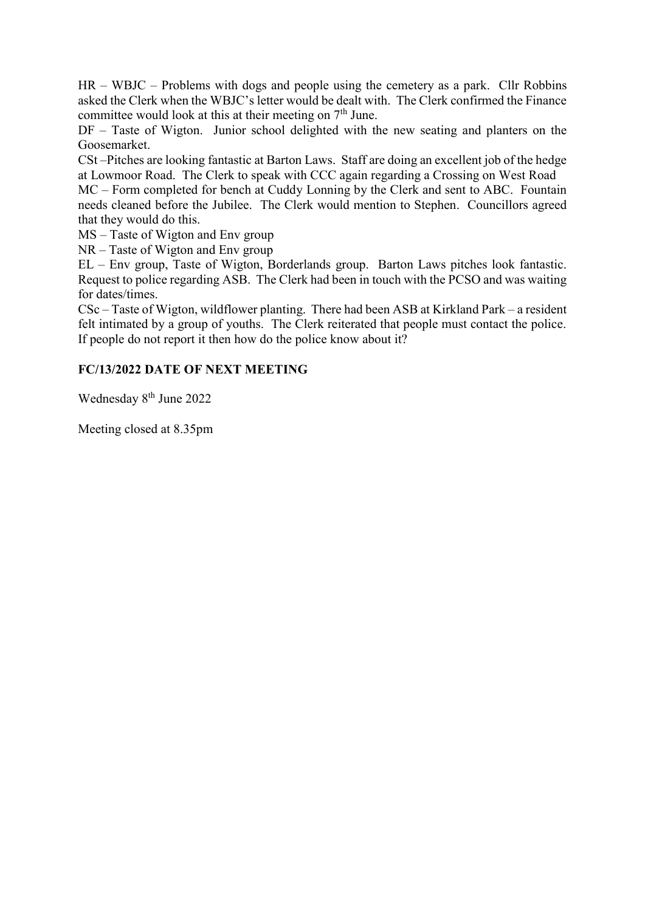HR – WBJC – Problems with dogs and people using the cemetery as a park. Cllr Robbins asked the Clerk when the WBJC's letter would be dealt with. The Clerk confirmed the Finance committee would look at this at their meeting on 7th June.

DF – Taste of Wigton. Junior school delighted with the new seating and planters on the Goosemarket.

CSt –Pitches are looking fantastic at Barton Laws. Staff are doing an excellent job of the hedge at Lowmoor Road. The Clerk to speak with CCC again regarding a Crossing on West Road

MC – Form completed for bench at Cuddy Lonning by the Clerk and sent to ABC. Fountain needs cleaned before the Jubilee. The Clerk would mention to Stephen. Councillors agreed that they would do this.

MS – Taste of Wigton and Env group

NR – Taste of Wigton and Env group

EL – Env group, Taste of Wigton, Borderlands group. Barton Laws pitches look fantastic. Request to police regarding ASB. The Clerk had been in touch with the PCSO and was waiting for dates/times.

CSc – Taste of Wigton, wildflower planting. There had been ASB at Kirkland Park – a resident felt intimated by a group of youths. The Clerk reiterated that people must contact the police. If people do not report it then how do the police know about it?

**FC/13/2022 DATE OF NEXT MEETING**

Wednesday 8th June 2022

Meeting closed at 8.35pm